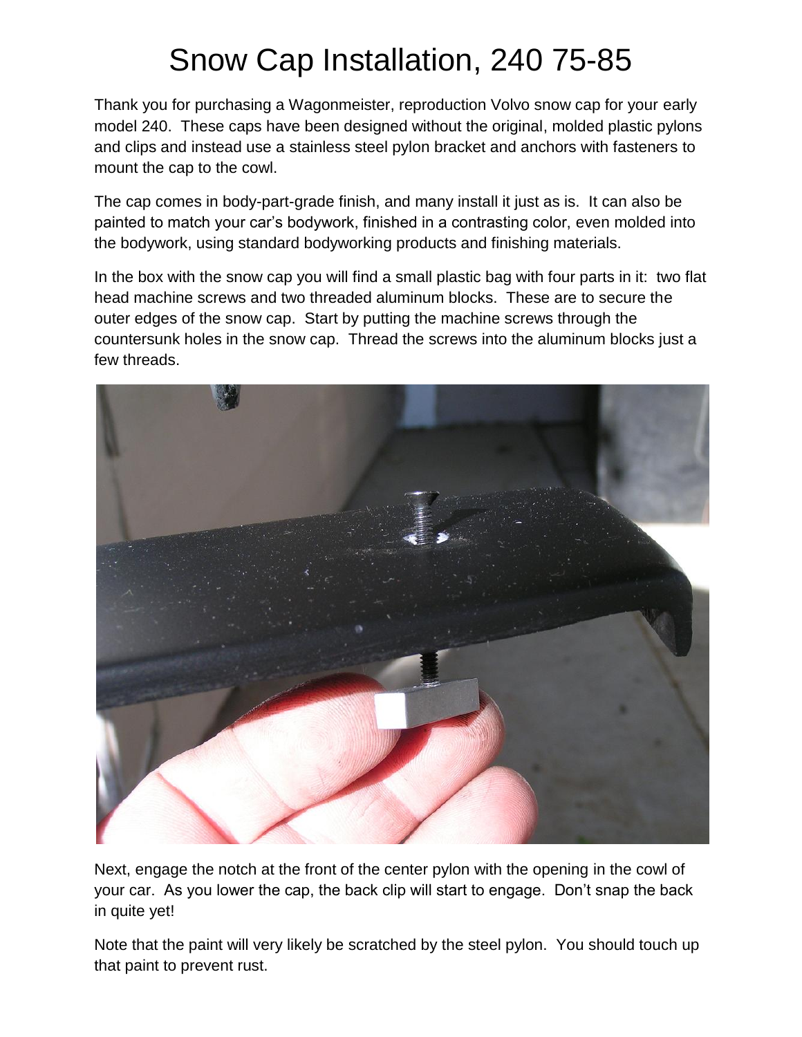# Snow Cap Installation, 240 75-85

Thank you for purchasing a Wagonmeister, reproduction Volvo snow cap for your early model 240. These caps have been designed without the original, molded plastic pylons and clips and instead use a stainless steel pylon bracket and anchors with fasteners to mount the cap to the cowl.

The cap comes in body-part-grade finish, and many install it just as is. It can also be painted to match your car's bodywork, finished in a contrasting color, even molded into the bodywork, using standard bodyworking products and finishing materials.

In the box with the snow cap you will find a small plastic bag with four parts in it: two flat head machine screws and two threaded aluminum blocks. These are to secure the outer edges of the snow cap. Start by putting the machine screws through the countersunk holes in the snow cap. Thread the screws into the aluminum blocks just a few threads.

Next, engage the notch at the front of the center pylon with the opening in the cowl of your car. As you lower the cap, the back clip will start to engage. Don't snap the back in quite yet!

Note that the paint will very likely be scratched by the steel pylon. You should touch up that paint to prevent rust.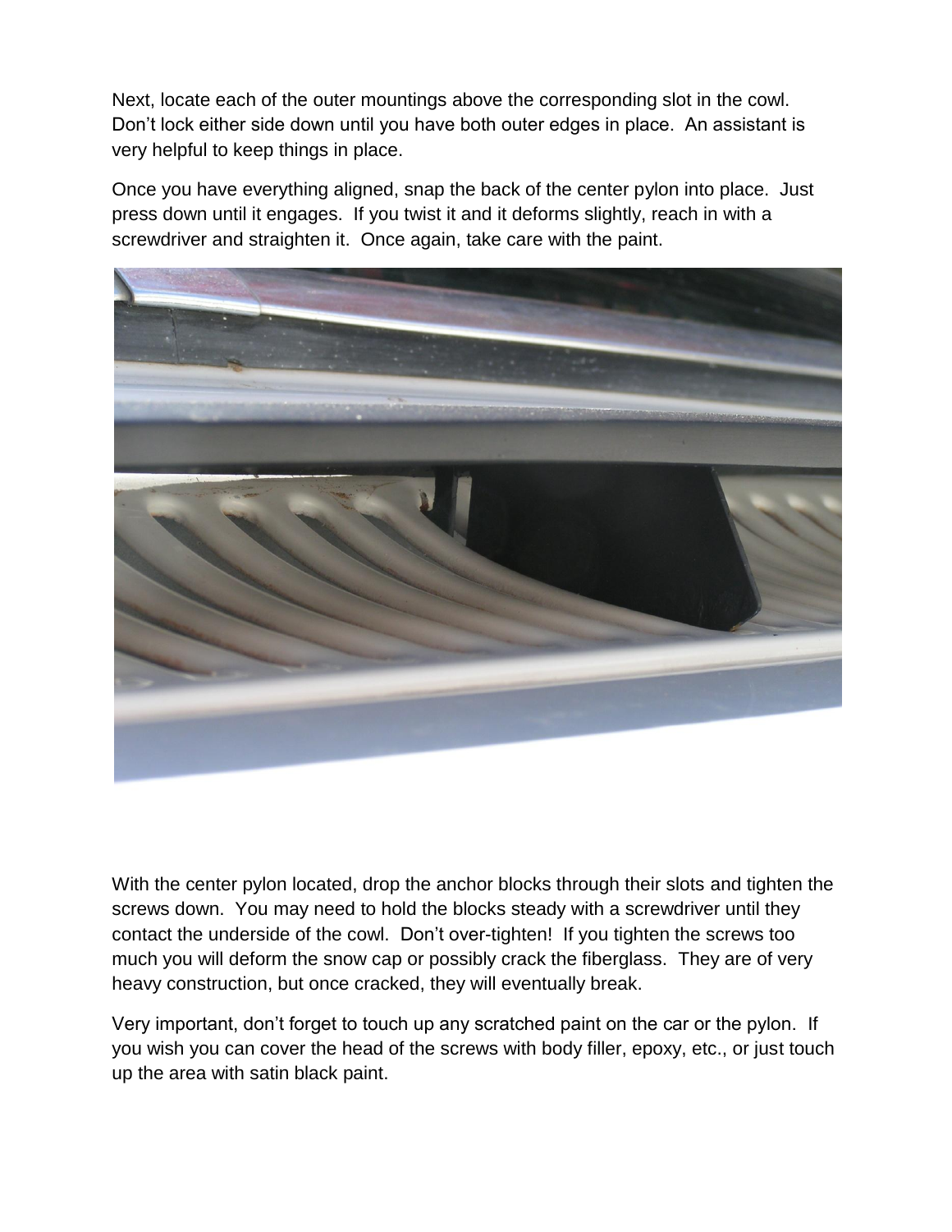Next, locate each of the outer mountings above the corresponding slot in the cowl. Don't lock either side down until you have both outer edges in place. An assistant is very helpful to keep things in place.

Once you have everything aligned, snap the back of the center pylon into place. Just press down until it engages. If you twist it and it deforms slightly, reach in with a screwdriver and straighten it. Once again, take care with the paint.

With the center pylon located, drop the anchor blocks through their slots and tighten the screws down. You may need to hold the blocks steady with a screwdriver until they contact the underside of the cowl. Don't over-tighten! If you tighten the screws too much you will deform the snow cap or possibly crack the fiberglass. They are of very heavy construction, but once cracked, they will eventually break.

Very important, don't forget to touch up any scratched paint on the car or the pylon. If you wish you can cover the head of the screws with body filler, epoxy, etc., or just touch up the area with satin black paint.